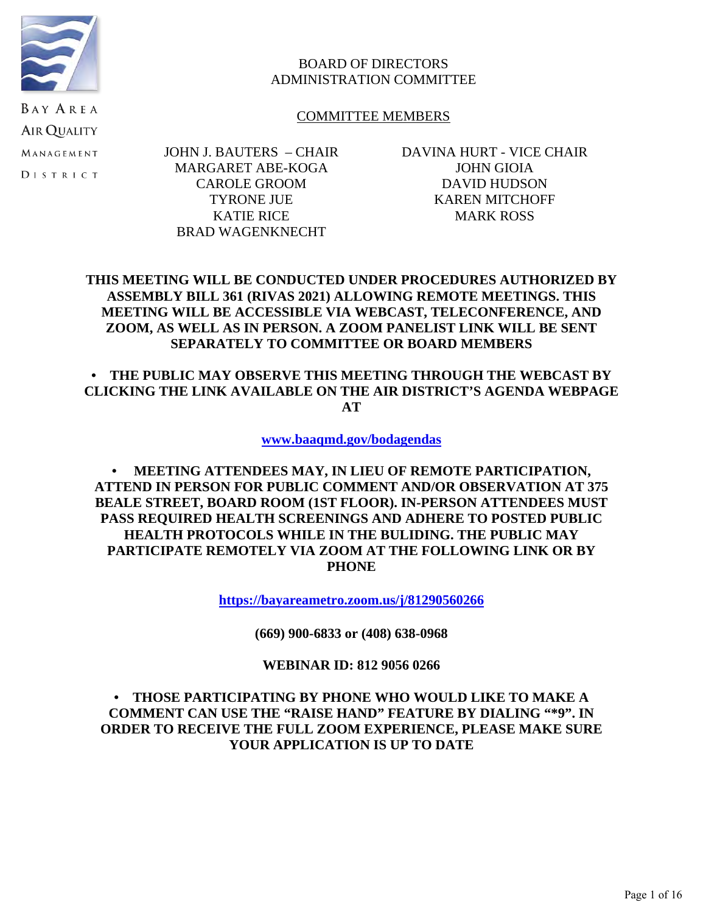BAY AREA AIR QUALITY MANAGEMENT DISTRICT

# BOARD OF DIRECTORS ADMINISTRATION COMMITTEE

## COMMITTEE MEMBERS

JOHN J. BAUTERS – CHAIR
DAVINA HURT - VICE CHAIR
MARGARET ABE-KOGA
JOHN GIOIA
CAROLE GROOM
DAVID HUDSON
TYRONE JUE
KAREN MITCHOFF
KATIE RICE
MARK ROSS
BRAD WAGENKNECHT

**THIS MEETING WILL BE CONDUCTED UNDER PROCEDURES AUTHORIZED BY ASSEMBLY BILL 361 (RIVAS 2021) ALLOWING REMOTE MEETINGS. THIS MEETING WILL BE ACCESSIBLE VIA WEBCAST, TELECONFERENCE, AND ZOOM, AS WELL AS IN PERSON. A ZOOM PANELIST LINK WILL BE SENT SEPARATELY TO COMMITTEE OR BOARD MEMBERS**

- **THE PUBLIC MAY OBSERVE THIS MEETING THROUGH THE WEBCAST BY CLICKING THE LINK AVAILABLE ON THE AIR DISTRICT'S AGENDA WEBPAGE AT**

**www.baaqmd.gov/bodagendas**

- **MEETING ATTENDEES MAY, IN LIEU OF REMOTE PARTICIPATION, ATTEND IN PERSON FOR PUBLIC COMMENT AND/OR OBSERVATION AT 375 BEALE STREET, BOARD ROOM (1ST FLOOR). IN-PERSON ATTENDEES MUST PASS REQUIRED HEALTH SCREENINGS AND ADHERE TO POSTED PUBLIC HEALTH PROTOCOLS WHILE IN THE BULIDING. THE PUBLIC MAY PARTICIPATE REMOTELY VIA ZOOM AT THE FOLLOWING LINK OR BY PHONE**

**https://bayareametro.zoom.us/j/81290560266**

**(669) 900-6833 or (408) 638-0968**

**WEBINAR ID: 812 9056 0266**

- **THOSE PARTICIPATING BY PHONE WHO WOULD LIKE TO MAKE A COMMENT CAN USE THE "RAISE HAND" FEATURE BY DIALING "*9". IN ORDER TO RECEIVE THE FULL ZOOM EXPERIENCE, PLEASE MAKE SURE YOUR APPLICATION IS UP TO DATE**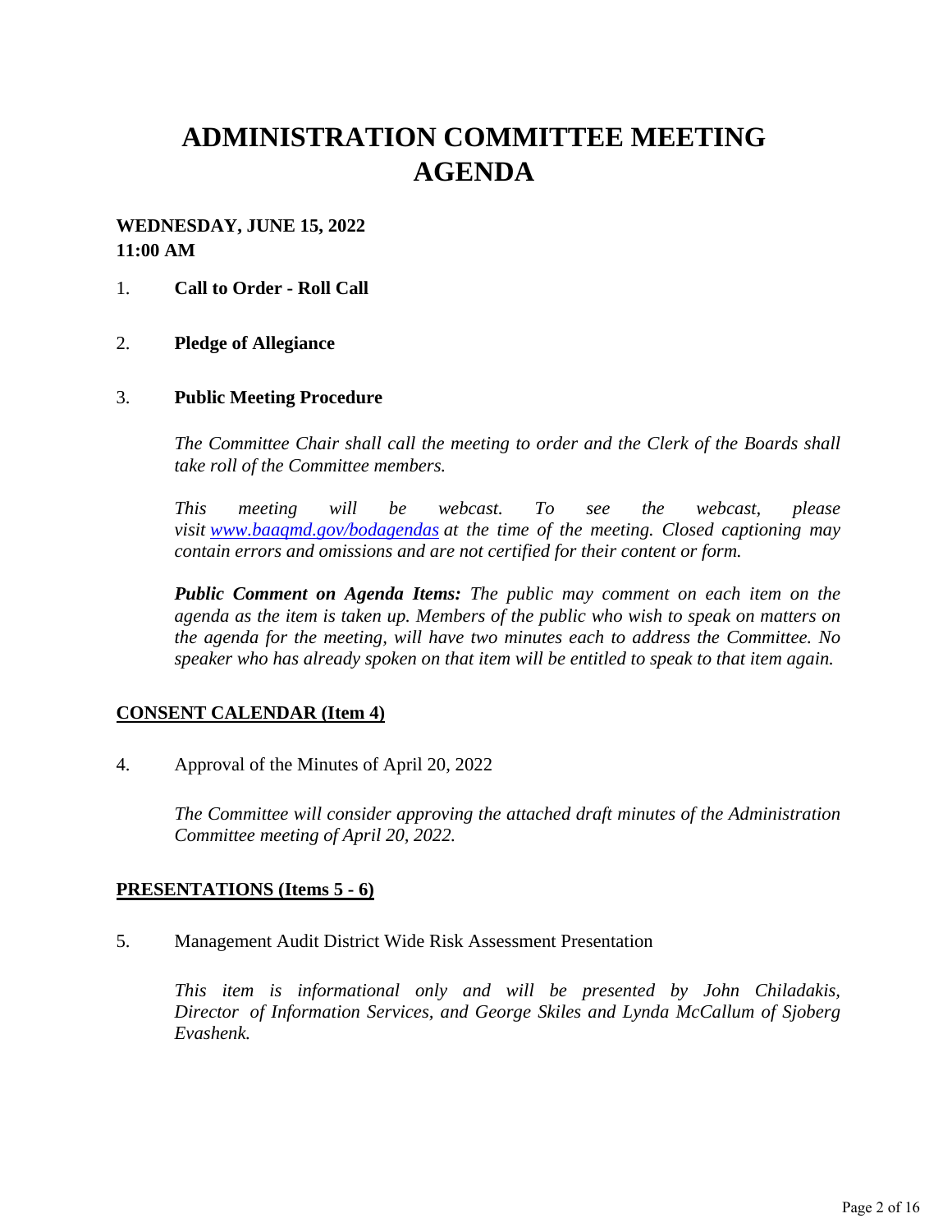# ADMINISTRATION COMMITTEE MEETING AGENDA

**WEDNESDAY, JUNE 15, 2022**
**11:00 AM**

1. **Call to Order - Roll Call**

2. **Pledge of Allegiance**

3. **Public Meeting Procedure**

   *The Committee Chair shall call the meeting to order and the Clerk of the Boards shall take roll of the Committee members.*

   *This meeting will be webcast. To see the webcast, please visit [www.baaqmd.gov/bodagendas](www.baaqmd.gov/bodagendas) at the time of the meeting. Closed captioning may contain errors and omissions and are not certified for their content or form.*

   ***Public Comment on Agenda Items:** The public may comment on each item on the agenda as the item is taken up. Members of the public who wish to speak on matters on the agenda for the meeting, will have two minutes each to address the Committee. No speaker who has already spoken on that item will be entitled to speak to that item again.*

## CONSENT CALENDAR (Item 4)

4. Approval of the Minutes of April 20, 2022

   *The Committee will consider approving the attached draft minutes of the Administration Committee meeting of April 20, 2022.*

## PRESENTATIONS (Items 5 - 6)

5. Management Audit District Wide Risk Assessment Presentation

   *This item is informational only and will be presented by John Chiladakis, Director of Information Services, and George Skiles and Lynda McCallum of Sjoberg Evashenk.*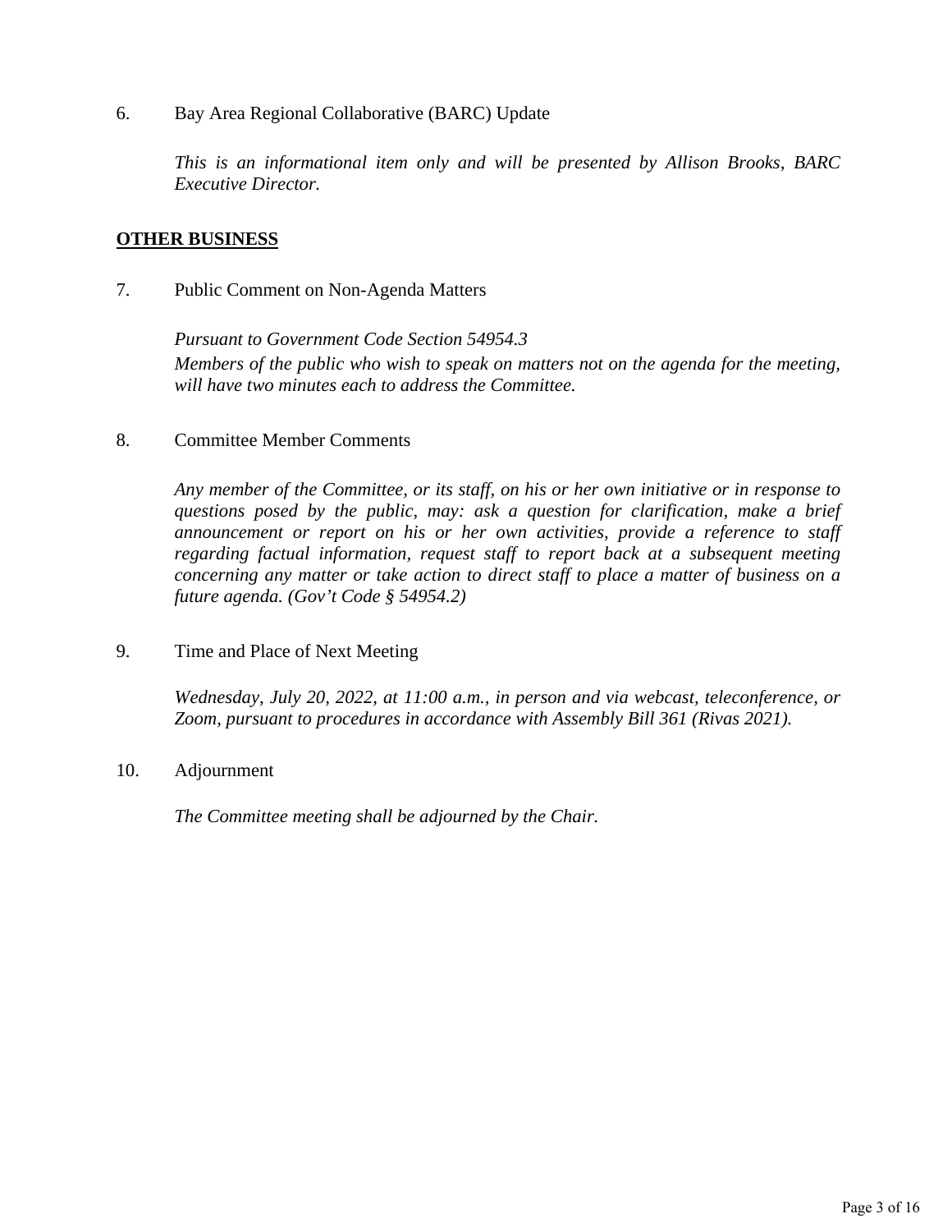6. Bay Area Regional Collaborative (BARC) Update

   *This is an informational item only and will be presented by Allison Brooks, BARC Executive Director.*

**OTHER BUSINESS**

7. Public Comment on Non-Agenda Matters

   *Pursuant to Government Code Section 54954.3*
   *Members of the public who wish to speak on matters not on the agenda for the meeting, will have two minutes each to address the Committee.*

8. Committee Member Comments

   *Any member of the Committee, or its staff, on his or her own initiative or in response to questions posed by the public, may: ask a question for clarification, make a brief announcement or report on his or her own activities, provide a reference to staff regarding factual information, request staff to report back at a subsequent meeting concerning any matter or take action to direct staff to place a matter of business on a future agenda. (Gov't Code § 54954.2)*

9. Time and Place of Next Meeting

   *Wednesday, July 20, 2022, at 11:00 a.m., in person and via webcast, teleconference, or Zoom, pursuant to procedures in accordance with Assembly Bill 361 (Rivas 2021).*

10. Adjournment

    *The Committee meeting shall be adjourned by the Chair.*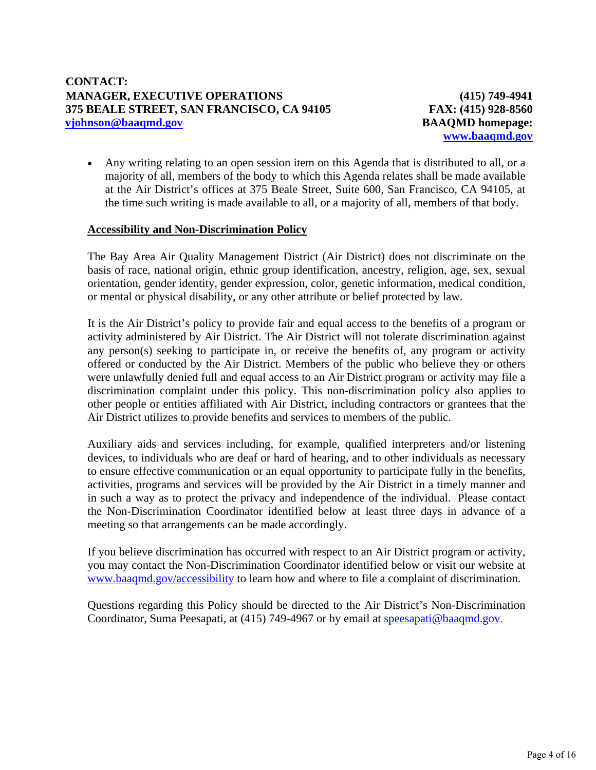**CONTACT:**
**MANAGER, EXECUTIVE OPERATIONS** **(415) 749-4941**
**375 BEALE STREET, SAN FRANCISCO, CA 94105** **FAX: (415) 928-8560**
**vjohnson@baaqmd.gov** **BAAQMD homepage:** **www.baaqmd.gov**

- Any writing relating to an open session item on this Agenda that is distributed to all, or a majority of all, members of the body to which this Agenda relates shall be made available at the Air District's offices at 375 Beale Street, Suite 600, San Francisco, CA 94105, at the time such writing is made available to all, or a majority of all, members of that body.

**Accessibility and Non-Discrimination Policy**

The Bay Area Air Quality Management District (Air District) does not discriminate on the basis of race, national origin, ethnic group identification, ancestry, religion, age, sex, sexual orientation, gender identity, gender expression, color, genetic information, medical condition, or mental or physical disability, or any other attribute or belief protected by law.

It is the Air District's policy to provide fair and equal access to the benefits of a program or activity administered by Air District. The Air District will not tolerate discrimination against any person(s) seeking to participate in, or receive the benefits of, any program or activity offered or conducted by the Air District. Members of the public who believe they or others were unlawfully denied full and equal access to an Air District program or activity may file a discrimination complaint under this policy. This non-discrimination policy also applies to other people or entities affiliated with Air District, including contractors or grantees that the Air District utilizes to provide benefits and services to members of the public.

Auxiliary aids and services including, for example, qualified interpreters and/or listening devices, to individuals who are deaf or hard of hearing, and to other individuals as necessary to ensure effective communication or an equal opportunity to participate fully in the benefits, activities, programs and services will be provided by the Air District in a timely manner and in such a way as to protect the privacy and independence of the individual. Please contact the Non-Discrimination Coordinator identified below at least three days in advance of a meeting so that arrangements can be made accordingly.

If you believe discrimination has occurred with respect to an Air District program or activity, you may contact the Non-Discrimination Coordinator identified below or visit our website at www.baaqmd.gov/accessibility to learn how and where to file a complaint of discrimination.

Questions regarding this Policy should be directed to the Air District's Non-Discrimination Coordinator, Suma Peesapati, at (415) 749-4967 or by email at speesapati@baaqmd.gov.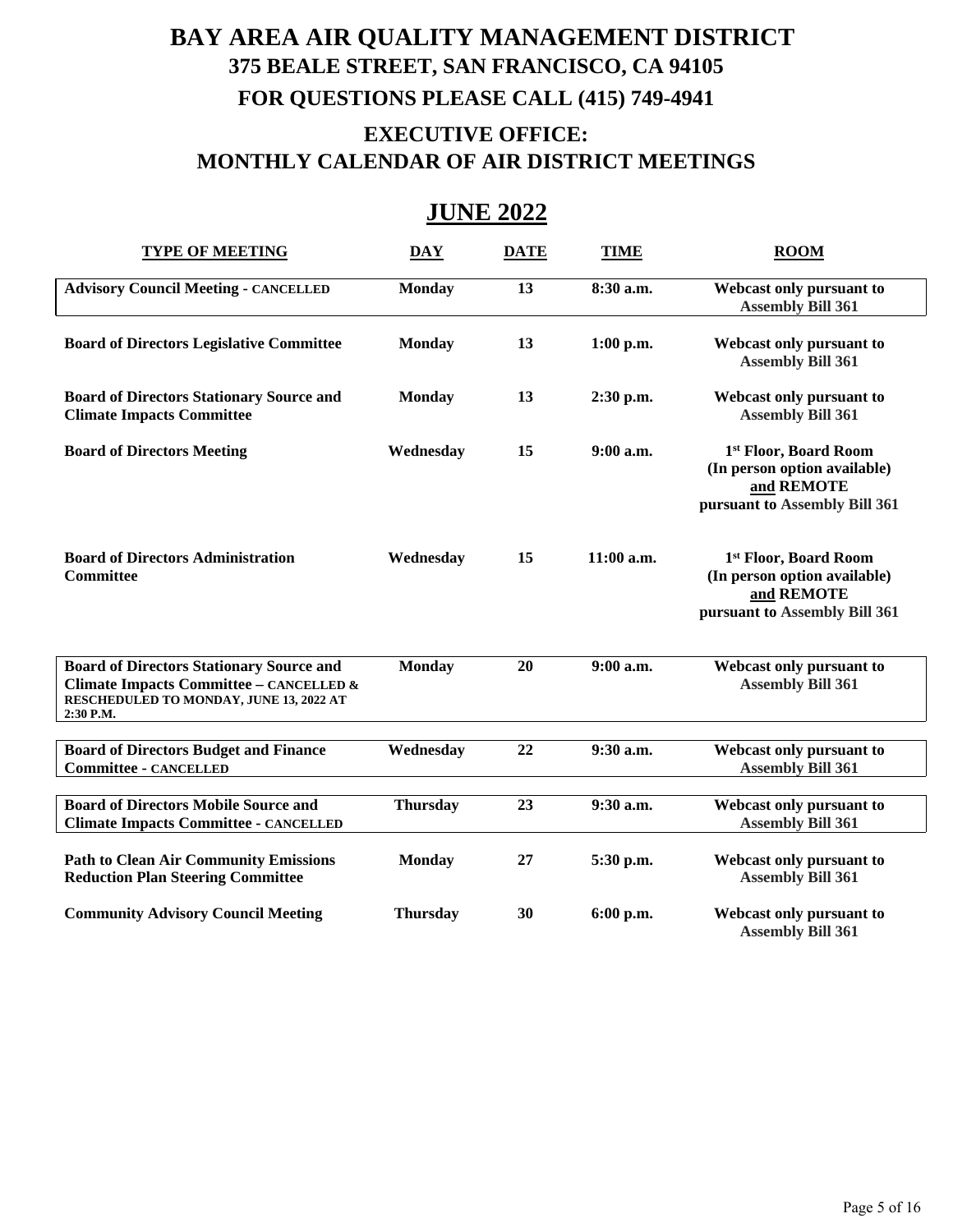# BAY AREA AIR QUALITY MANAGEMENT DISTRICT

## 375 BEALE STREET, SAN FRANCISCO, CA 94105

## FOR QUESTIONS PLEASE CALL (415) 749-4941

## EXECUTIVE OFFICE: MONTHLY CALENDAR OF AIR DISTRICT MEETINGS

## JUNE 2022

| TYPE OF MEETING | DAY | DATE | TIME | ROOM |
|---|---|---|---|---|
| **Advisory Council Meeting - CANCELLED** | Monday | 13 | 8:30 a.m. | Webcast only pursuant to Assembly Bill 361 |
| **Board of Directors Legislative Committee** | Monday | 13 | 1:00 p.m. | Webcast only pursuant to Assembly Bill 361 |
| **Board of Directors Stationary Source and Climate Impacts Committee** | Monday | 13 | 2:30 p.m. | Webcast only pursuant to Assembly Bill 361 |
| **Board of Directors Meeting** | Wednesday | 15 | 9:00 a.m. | 1st Floor, Board Room (In person option available) and REMOTE pursuant to Assembly Bill 361 |
| **Board of Directors Administration Committee** | Wednesday | 15 | 11:00 a.m. | 1st Floor, Board Room (In person option available) and REMOTE pursuant to Assembly Bill 361 |
| **Board of Directors Stationary Source and Climate Impacts Committee – CANCELLED & RESCHEDULED TO MONDAY, JUNE 13, 2022 AT 2:30 P.M.** | Monday | 20 | 9:00 a.m. | Webcast only pursuant to Assembly Bill 361 |
| **Board of Directors Budget and Finance Committee - CANCELLED** | Wednesday | 22 | 9:30 a.m. | Webcast only pursuant to Assembly Bill 361 |
| **Board of Directors Mobile Source and Climate Impacts Committee - CANCELLED** | Thursday | 23 | 9:30 a.m. | Webcast only pursuant to Assembly Bill 361 |
| **Path to Clean Air Community Emissions Reduction Plan Steering Committee** | Monday | 27 | 5:30 p.m. | Webcast only pursuant to Assembly Bill 361 |
| **Community Advisory Council Meeting** | Thursday | 30 | 6:00 p.m. | Webcast only pursuant to Assembly Bill 361 |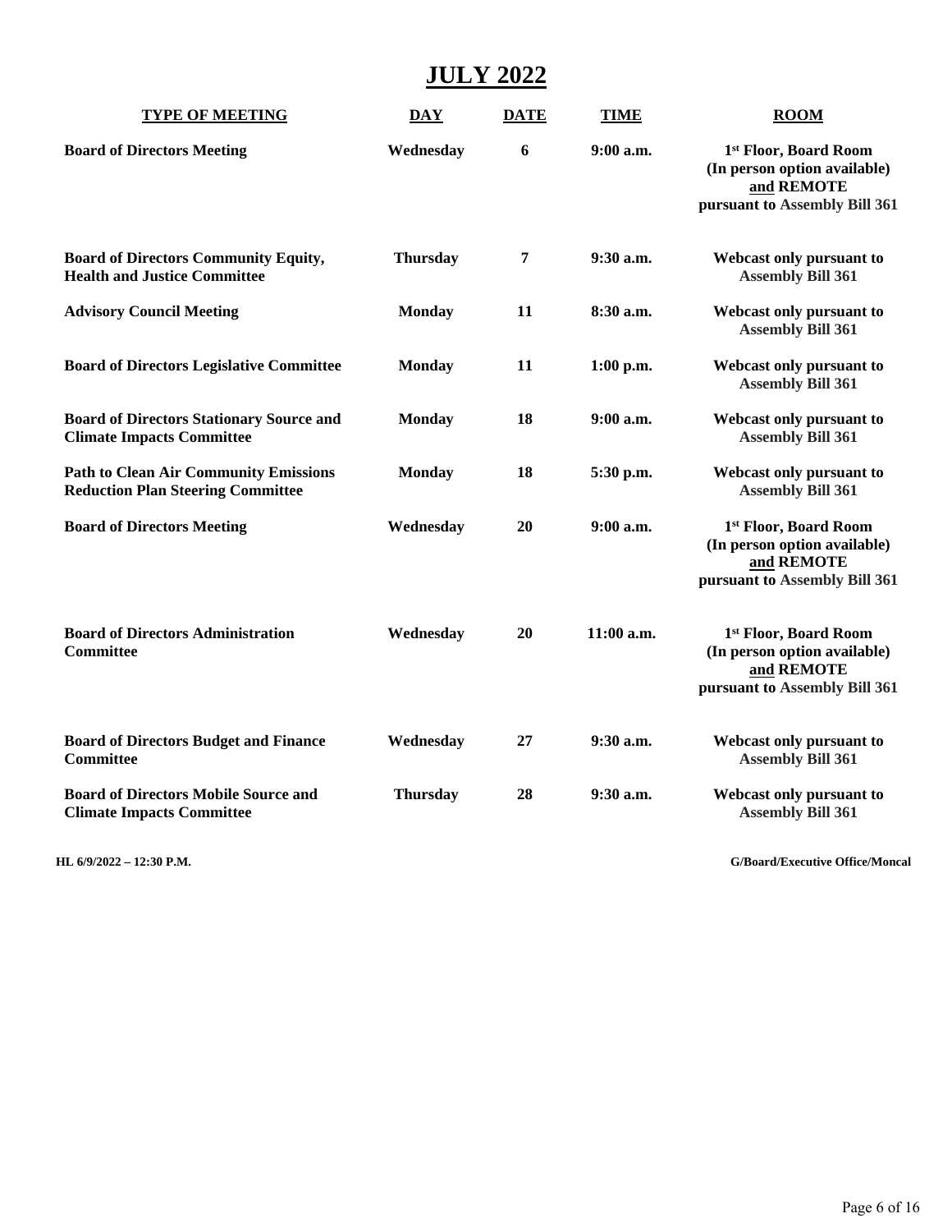# JULY 2022

| TYPE OF MEETING | DAY | DATE | TIME | ROOM |
|---|---|---|---|---|
| **Board of Directors Meeting** | **Wednesday** | **6** | **9:00 a.m.** | **1st Floor, Board Room (In person option available) and REMOTE pursuant to Assembly Bill 361** |
| **Board of Directors Community Equity, Health and Justice Committee** | **Thursday** | **7** | **9:30 a.m.** | **Webcast only pursuant to Assembly Bill 361** |
| **Advisory Council Meeting** | **Monday** | **11** | **8:30 a.m.** | **Webcast only pursuant to Assembly Bill 361** |
| **Board of Directors Legislative Committee** | **Monday** | **11** | **1:00 p.m.** | **Webcast only pursuant to Assembly Bill 361** |
| **Board of Directors Stationary Source and Climate Impacts Committee** | **Monday** | **18** | **9:00 a.m.** | **Webcast only pursuant to Assembly Bill 361** |
| **Path to Clean Air Community Emissions Reduction Plan Steering Committee** | **Monday** | **18** | **5:30 p.m.** | **Webcast only pursuant to Assembly Bill 361** |
| **Board of Directors Meeting** | **Wednesday** | **20** | **9:00 a.m.** | **1st Floor, Board Room (In person option available) and REMOTE pursuant to Assembly Bill 361** |
| **Board of Directors Administration Committee** | **Wednesday** | **20** | **11:00 a.m.** | **1st Floor, Board Room (In person option available) and REMOTE pursuant to Assembly Bill 361** |
| **Board of Directors Budget and Finance Committee** | **Wednesday** | **27** | **9:30 a.m.** | **Webcast only pursuant to Assembly Bill 361** |
| **Board of Directors Mobile Source and Climate Impacts Committee** | **Thursday** | **28** | **9:30 a.m.** | **Webcast only pursuant to Assembly Bill 361** |

**HL 6/9/2022 – 12:30 P.M.** **G/Board/Executive Office/Moncal**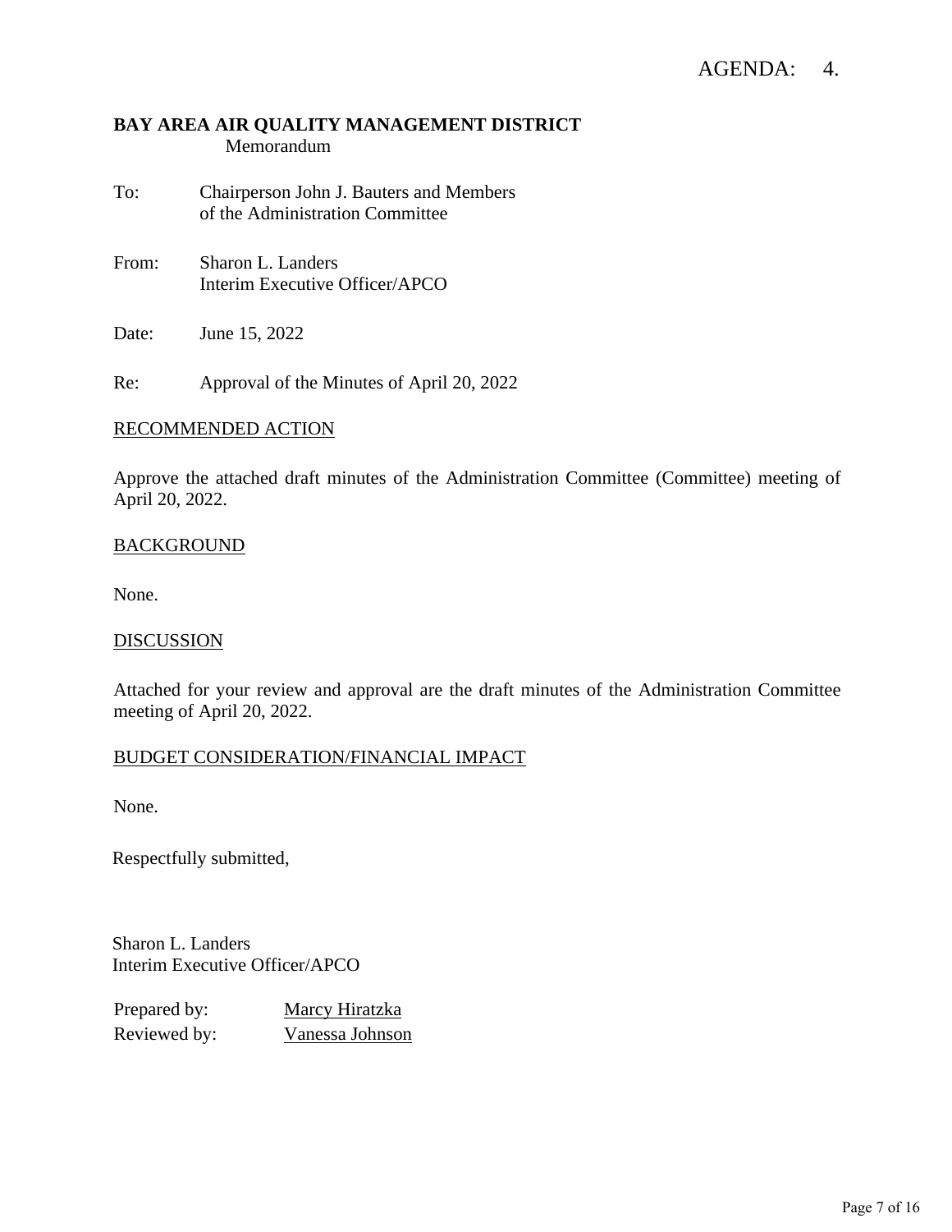AGENDA: 4.

**BAY AREA AIR QUALITY MANAGEMENT DISTRICT**
Memorandum

To: Chairperson John J. Bauters and Members of the Administration Committee

From: Sharon L. Landers
Interim Executive Officer/APCO

Date: June 15, 2022

Re: Approval of the Minutes of April 20, 2022

RECOMMENDED ACTION

Approve the attached draft minutes of the Administration Committee (Committee) meeting of April 20, 2022.

BACKGROUND

None.

DISCUSSION

Attached for your review and approval are the draft minutes of the Administration Committee meeting of April 20, 2022.

BUDGET CONSIDERATION/FINANCIAL IMPACT

None.

Respectfully submitted,

Sharon L. Landers
Interim Executive Officer/APCO

Prepared by: Marcy Hiratzka
Reviewed by: Vanessa Johnson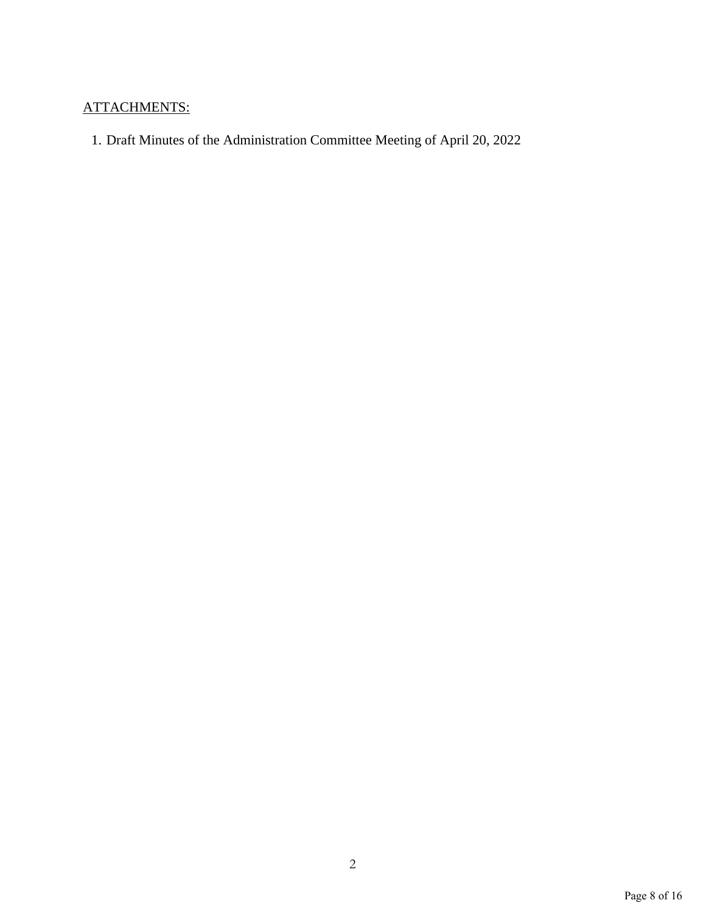ATTACHMENTS:

1. Draft Minutes of the Administration Committee Meeting of April 20, 2022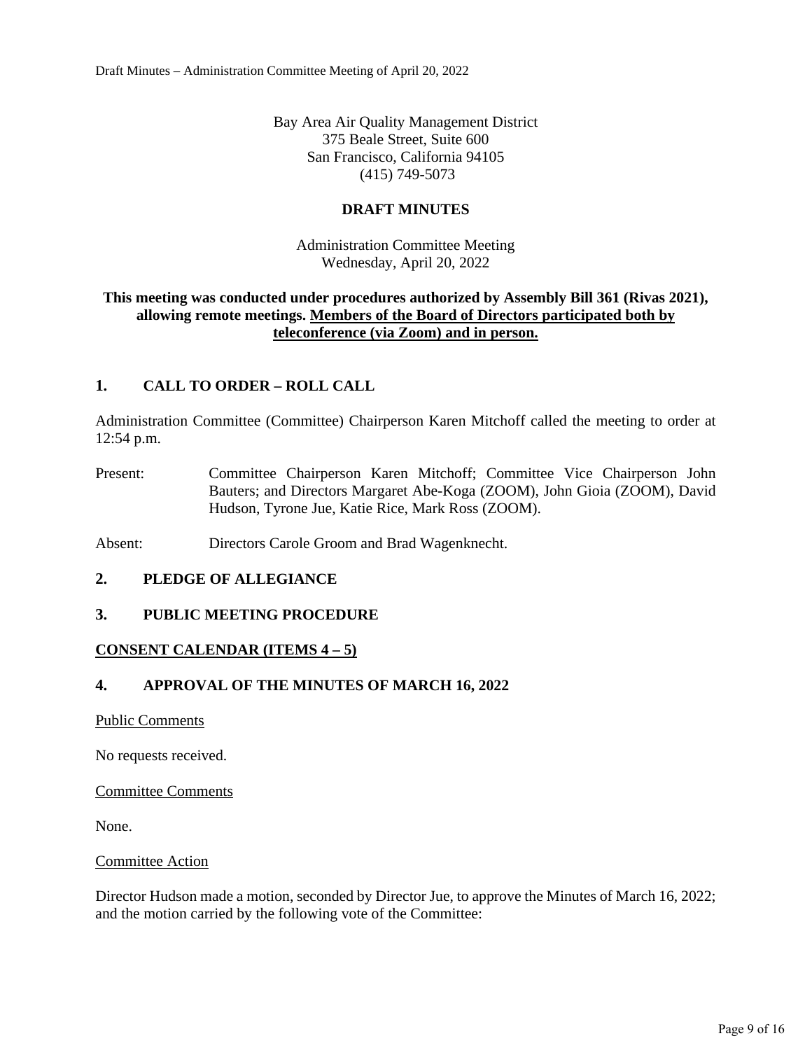Bay Area Air Quality Management District
375 Beale Street, Suite 600
San Francisco, California 94105
(415) 749-5073

**DRAFT MINUTES**

Administration Committee Meeting
Wednesday, April 20, 2022

**This meeting was conducted under procedures authorized by Assembly Bill 361 (Rivas 2021), allowing remote meetings. Members of the Board of Directors participated both by teleconference (via Zoom) and in person.**

## 1. CALL TO ORDER – ROLL CALL

Administration Committee (Committee) Chairperson Karen Mitchoff called the meeting to order at 12:54 p.m.

Present: Committee Chairperson Karen Mitchoff; Committee Vice Chairperson John Bauters; and Directors Margaret Abe-Koga (ZOOM), John Gioia (ZOOM), David Hudson, Tyrone Jue, Katie Rice, Mark Ross (ZOOM).

Absent: Directors Carole Groom and Brad Wagenknecht.

## 2. PLEDGE OF ALLEGIANCE

## 3. PUBLIC MEETING PROCEDURE

## CONSENT CALENDAR (ITEMS 4 – 5)

## 4. APPROVAL OF THE MINUTES OF MARCH 16, 2022

Public Comments

No requests received.

Committee Comments

None.

Committee Action

Director Hudson made a motion, seconded by Director Jue, to approve the Minutes of March 16, 2022; and the motion carried by the following vote of the Committee: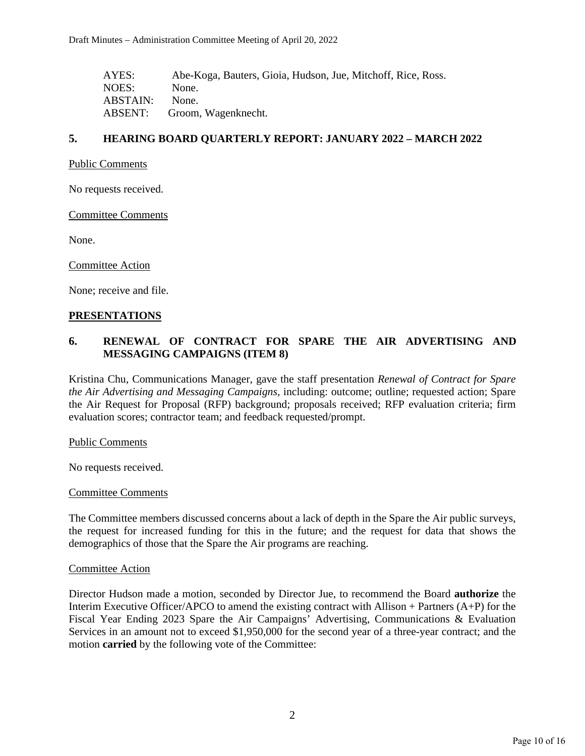AYES: Abe-Koga, Bauters, Gioia, Hudson, Jue, Mitchoff, Rice, Ross.
NOES: None.
ABSTAIN: None.
ABSENT: Groom, Wagenknecht.

## 5. HEARING BOARD QUARTERLY REPORT: JANUARY 2022 – MARCH 2022

Public Comments

No requests received.

Committee Comments

None.

Committee Action

None; receive and file.

## PRESENTATIONS

## 6. RENEWAL OF CONTRACT FOR SPARE THE AIR ADVERTISING AND MESSAGING CAMPAIGNS (ITEM 8)

Kristina Chu, Communications Manager, gave the staff presentation *Renewal of Contract for Spare the Air Advertising and Messaging Campaigns,* including: outcome; outline; requested action; Spare the Air Request for Proposal (RFP) background; proposals received; RFP evaluation criteria; firm evaluation scores; contractor team; and feedback requested/prompt.

Public Comments

No requests received.

Committee Comments

The Committee members discussed concerns about a lack of depth in the Spare the Air public surveys, the request for increased funding for this in the future; and the request for data that shows the demographics of those that the Spare the Air programs are reaching.

Committee Action

Director Hudson made a motion, seconded by Director Jue, to recommend the Board **authorize** the Interim Executive Officer/APCO to amend the existing contract with Allison + Partners (A+P) for the Fiscal Year Ending 2023 Spare the Air Campaigns' Advertising, Communications & Evaluation Services in an amount not to exceed $1,950,000 for the second year of a three-year contract; and the motion **carried** by the following vote of the Committee: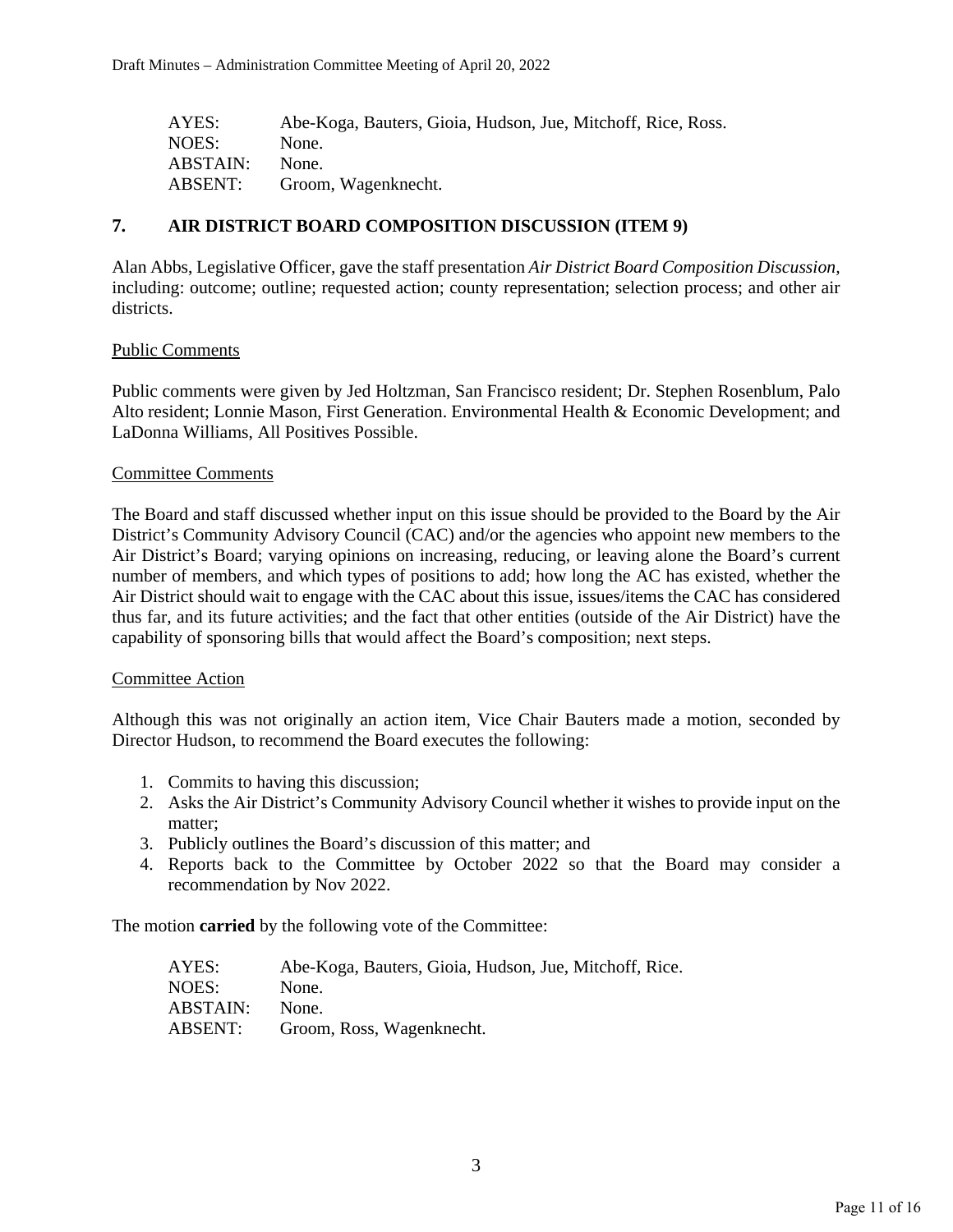| | |
|---|---|
| AYES: | Abe-Koga, Bauters, Gioia, Hudson, Jue, Mitchoff, Rice, Ross. |
| NOES: | None. |
| ABSTAIN: | None. |
| ABSENT: | Groom, Wagenknecht. |

## 7. AIR DISTRICT BOARD COMPOSITION DISCUSSION (ITEM 9)

Alan Abbs, Legislative Officer, gave the staff presentation *Air District Board Composition Discussion,* including: outcome; outline; requested action; county representation; selection process; and other air districts.

Public Comments

Public comments were given by Jed Holtzman, San Francisco resident; Dr. Stephen Rosenblum, Palo Alto resident; Lonnie Mason, First Generation. Environmental Health & Economic Development; and LaDonna Williams, All Positives Possible.

Committee Comments

The Board and staff discussed whether input on this issue should be provided to the Board by the Air District's Community Advisory Council (CAC) and/or the agencies who appoint new members to the Air District's Board; varying opinions on increasing, reducing, or leaving alone the Board's current number of members, and which types of positions to add; how long the AC has existed, whether the Air District should wait to engage with the CAC about this issue, issues/items the CAC has considered thus far, and its future activities; and the fact that other entities (outside of the Air District) have the capability of sponsoring bills that would affect the Board's composition; next steps.

Committee Action

Although this was not originally an action item, Vice Chair Bauters made a motion, seconded by Director Hudson, to recommend the Board executes the following:

1. Commits to having this discussion;
2. Asks the Air District's Community Advisory Council whether it wishes to provide input on the matter;
3. Publicly outlines the Board's discussion of this matter; and
4. Reports back to the Committee by October 2022 so that the Board may consider a recommendation by Nov 2022.

The motion **carried** by the following vote of the Committee:

| | |
|---|---|
| AYES: | Abe-Koga, Bauters, Gioia, Hudson, Jue, Mitchoff, Rice. |
| NOES: | None. |
| ABSTAIN: | None. |
| ABSENT: | Groom, Ross, Wagenknecht. |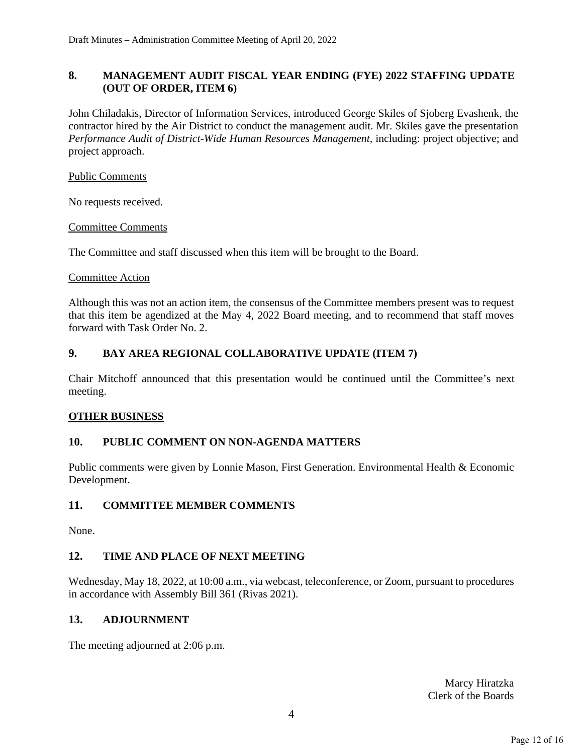## 8. MANAGEMENT AUDIT FISCAL YEAR ENDING (FYE) 2022 STAFFING UPDATE (OUT OF ORDER, ITEM 6)

John Chiladakis, Director of Information Services, introduced George Skiles of Sjoberg Evashenk, the contractor hired by the Air District to conduct the management audit. Mr. Skiles gave the presentation *Performance Audit of District-Wide Human Resources Management*, including: project objective; and project approach.

<u>Public Comments</u>

No requests received.

<u>Committee Comments</u>

The Committee and staff discussed when this item will be brought to the Board.

<u>Committee Action</u>

Although this was not an action item, the consensus of the Committee members present was to request that this item be agendized at the May 4, 2022 Board meeting, and to recommend that staff moves forward with Task Order No. 2.

## 9. BAY AREA REGIONAL COLLABORATIVE UPDATE (ITEM 7)

Chair Mitchoff announced that this presentation would be continued until the Committee's next meeting.

## <u>OTHER BUSINESS</u>

## 10. PUBLIC COMMENT ON NON-AGENDA MATTERS

Public comments were given by Lonnie Mason, First Generation. Environmental Health & Economic Development.

## 11. COMMITTEE MEMBER COMMENTS

None.

## 12. TIME AND PLACE OF NEXT MEETING

Wednesday, May 18, 2022, at 10:00 a.m., via webcast, teleconference, or Zoom, pursuant to procedures in accordance with Assembly Bill 361 (Rivas 2021).

## 13. ADJOURNMENT

The meeting adjourned at 2:06 p.m.

Marcy Hiratzka
Clerk of the Boards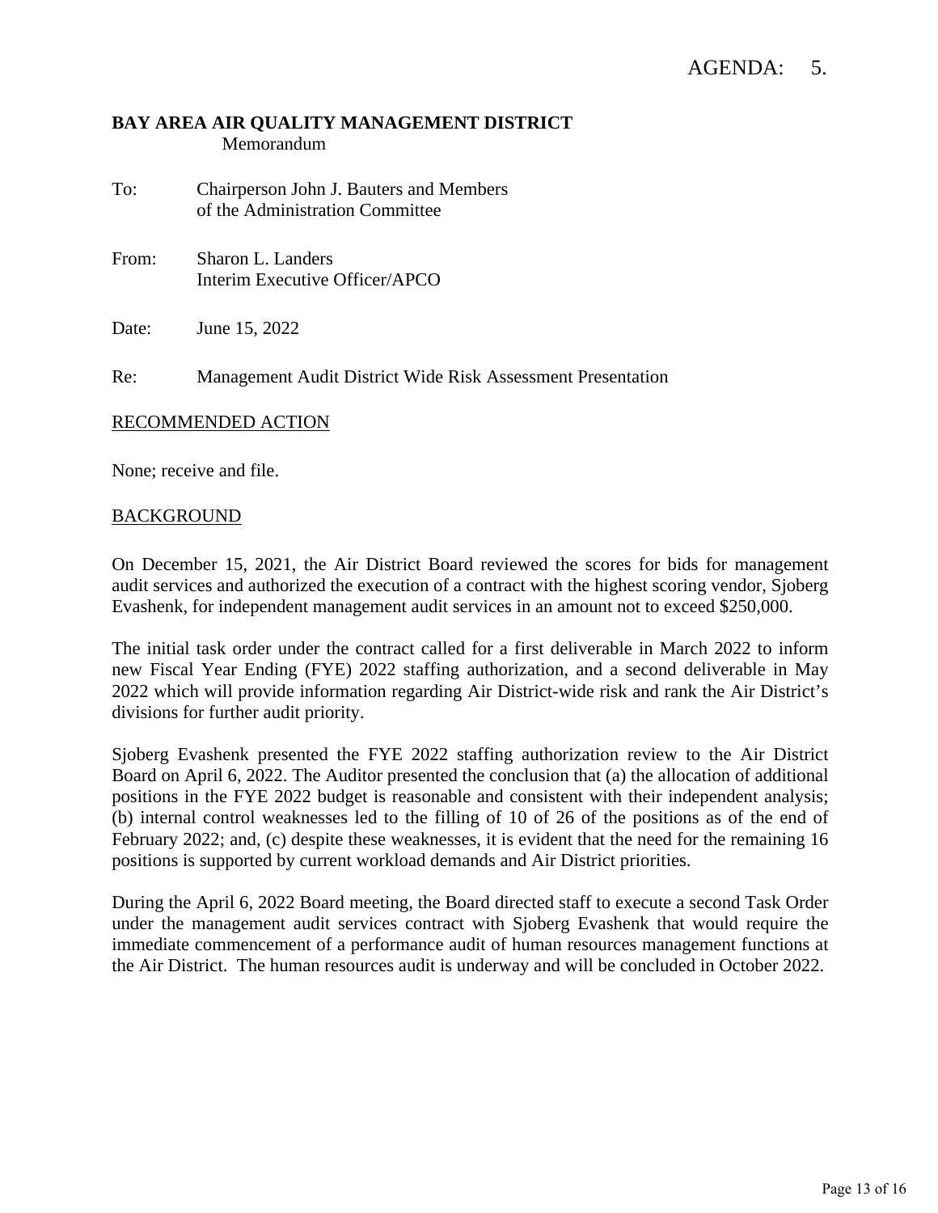AGENDA: 5.

**BAY AREA AIR QUALITY MANAGEMENT DISTRICT**
Memorandum

To: Chairperson John J. Bauters and Members of the Administration Committee

From: Sharon L. Landers
Interim Executive Officer/APCO

Date: June 15, 2022

Re: Management Audit District Wide Risk Assessment Presentation

RECOMMENDED ACTION

None; receive and file.

BACKGROUND

On December 15, 2021, the Air District Board reviewed the scores for bids for management audit services and authorized the execution of a contract with the highest scoring vendor, Sjoberg Evashenk, for independent management audit services in an amount not to exceed $250,000.

The initial task order under the contract called for a first deliverable in March 2022 to inform new Fiscal Year Ending (FYE) 2022 staffing authorization, and a second deliverable in May 2022 which will provide information regarding Air District-wide risk and rank the Air District's divisions for further audit priority.

Sjoberg Evashenk presented the FYE 2022 staffing authorization review to the Air District Board on April 6, 2022. The Auditor presented the conclusion that (a) the allocation of additional positions in the FYE 2022 budget is reasonable and consistent with their independent analysis; (b) internal control weaknesses led to the filling of 10 of 26 of the positions as of the end of February 2022; and, (c) despite these weaknesses, it is evident that the need for the remaining 16 positions is supported by current workload demands and Air District priorities.

During the April 6, 2022 Board meeting, the Board directed staff to execute a second Task Order under the management audit services contract with Sjoberg Evashenk that would require the immediate commencement of a performance audit of human resources management functions at the Air District. The human resources audit is underway and will be concluded in October 2022.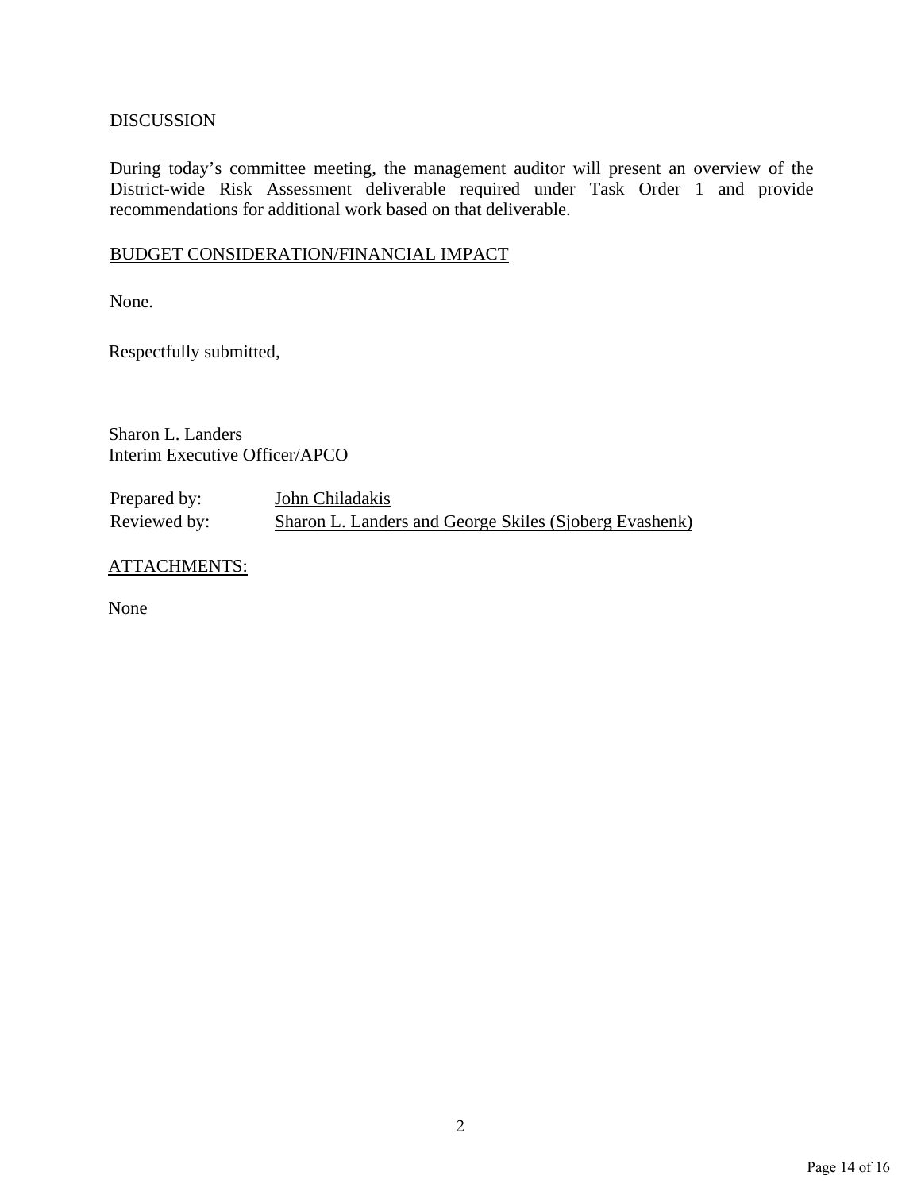## DISCUSSION

During today's committee meeting, the management auditor will present an overview of the District-wide Risk Assessment deliverable required under Task Order 1 and provide recommendations for additional work based on that deliverable.

## BUDGET CONSIDERATION/FINANCIAL IMPACT

None.

Respectfully submitted,

Sharon L. Landers
Interim Executive Officer/APCO

Prepared by: John Chiladakis
Reviewed by: Sharon L. Landers and George Skiles (Sjoberg Evashenk)

## ATTACHMENTS:

None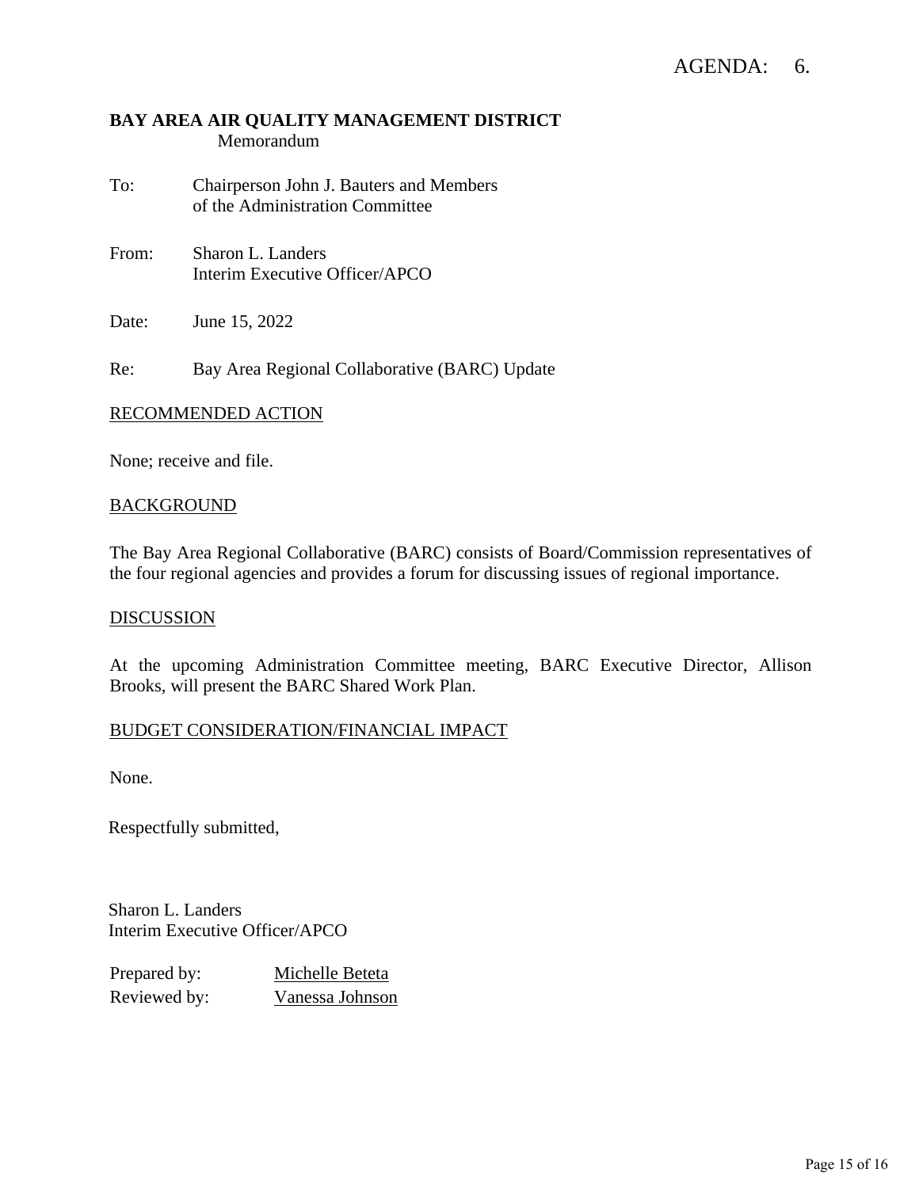AGENDA: 6.

**BAY AREA AIR QUALITY MANAGEMENT DISTRICT**
Memorandum

To: Chairperson John J. Bauters and Members of the Administration Committee

From: Sharon L. Landers
Interim Executive Officer/APCO

Date: June 15, 2022

Re: Bay Area Regional Collaborative (BARC) Update

## RECOMMENDED ACTION

None; receive and file.

## BACKGROUND

The Bay Area Regional Collaborative (BARC) consists of Board/Commission representatives of the four regional agencies and provides a forum for discussing issues of regional importance.

## DISCUSSION

At the upcoming Administration Committee meeting, BARC Executive Director, Allison Brooks, will present the BARC Shared Work Plan.

## BUDGET CONSIDERATION/FINANCIAL IMPACT

None.

Respectfully submitted,

Sharon L. Landers
Interim Executive Officer/APCO

Prepared by: Michelle Beteta
Reviewed by: Vanessa Johnson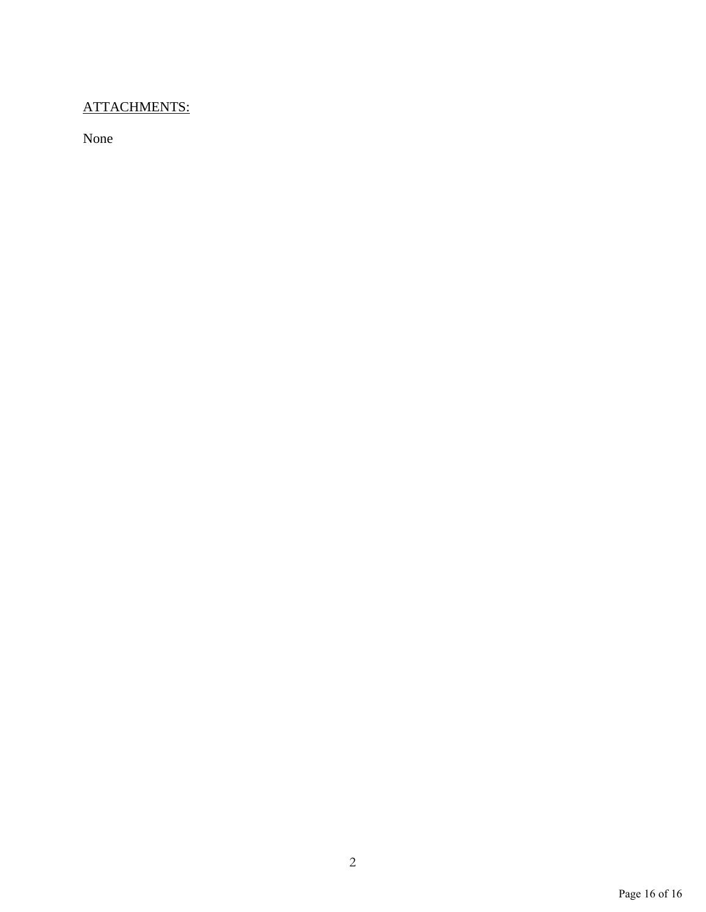ATTACHMENTS:

None